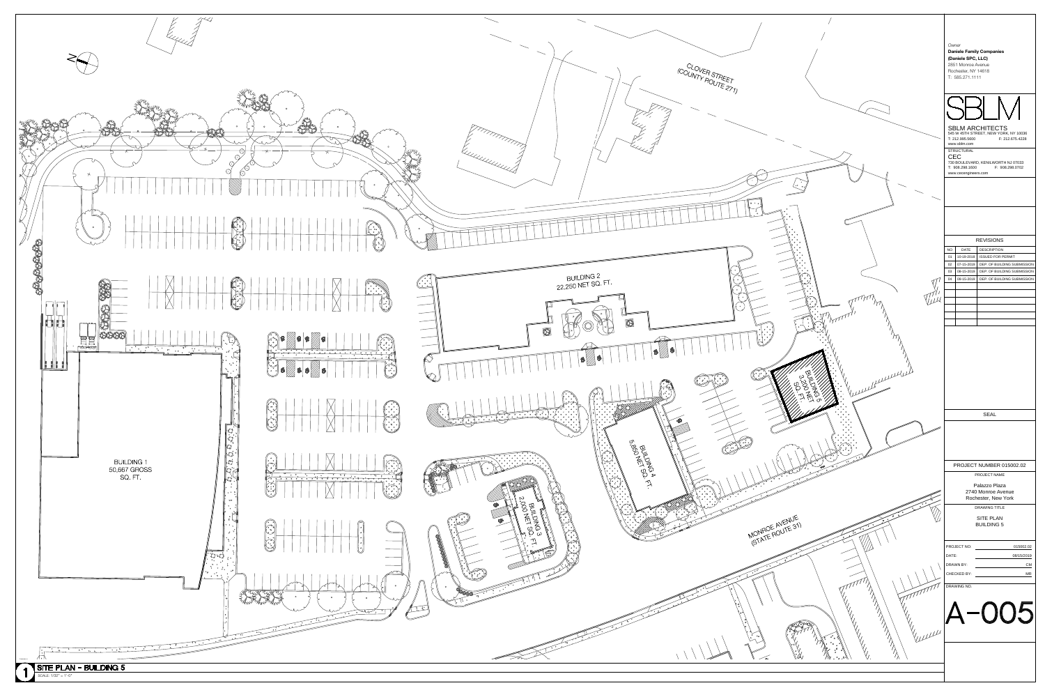CLOVER STREET
(COUNTY ROUTE 271)

BUILDING 2
22,250 NET SQ. FT.

BUILDING 1
50,667 GROSS
SQ. FT.

BUILDING 3
2,000 NET SQ. FT.

BUILDING 4
5,850 NET SQ. FT.

BUILDING 5
3,200 NET
SQ. FT.

MONROE AVENUE
(STATE ROUTE 31)

## 1 SITE PLAN - BUILDING 5

SCALE: 1/32" = 1'-0"

---

Owner
**Daniele Family Companies**
**(Daniele SPC, LLC)**
2851 Monroe Avenue
Rochester, NY 14618
T: 585.271.1111

SBLM

SBLM ARCHITECTS
545 W 45TH STREET, NEW YORK, NY 10036
T: 212.995.5600 F: 212.675.4228
www.sblm.com

STRUCTURAL
CEC
730 BOULEVARD, KENILWORTH NJ 07033
T: 908.298.1600 F: 908.298.0702
www.cecengineers.com

REVISIONS

| NO | DATE | DESCRIPTION |
|---|---|---|
| 01 | 10-19-2018 | ISSUED FOR PERMIT |
| 02 | 07-15-2019 | DEP. OF BUILDING SUBMISSION |
| 03 | 08-15-2019 | DEP. OF BUILDING SUBMISSION |
| 04 | 09-15-2019 | DEP. OF BUILDING SUBMISSION |

SEAL

PROJECT NUMBER 015002.02

PROJECT NAME
Palazzo Plaza
2740 Monroe Avenue
Rochester, New York

DRAWING TITLE
SITE PLAN
BUILDING 5

PROJECT NO: 015002.02
DATE: 08/15/2019
DRAWN BY: CM
CHECKED BY: MR

DRAWING NO.
A-005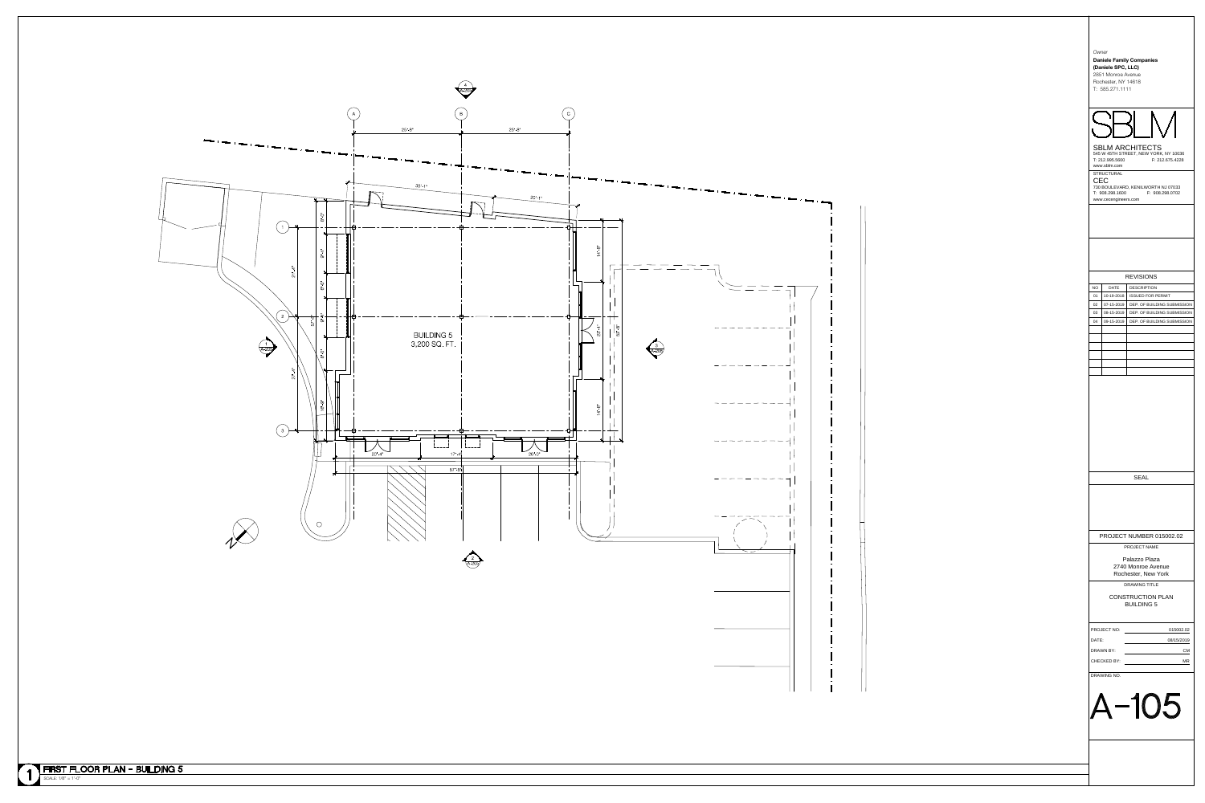Owner
**Daniele Family Companies**
**(Daniele SPC, LLC)**
2851 Monroe Avenue
Rochester, NY 14618
T: 585.271.1111

SBLM

SBLM ARCHITECTS
545 W 45TH STREET, NEW YORK, NY 10036
T: 212.995.5600 F: 212.675.4228
www.sblm.com

STRUCTURAL
CEC
730 BOULEVARD, KENILWORTH NJ 07033
T: 908.298.1600 F: 908.298.0702
www.cecengineers.com

REVISIONS

| NO | DATE | DESCRIPTION |
|---|---|---|
| 01 | 10-19-2018 | ISSUED FOR PERMIT |
| 02 | 07-15-2019 | DEP. OF BUILDING SUBMISSION |
| 03 | 08-15-2019 | DEP. OF BUILDING SUBMISSION |
| 04 | 09-15-2019 | DEP. OF BUILDING SUBMISSION |

SEAL

PROJECT NUMBER 015002.02

PROJECT NAME

Palazzo Plaza
2740 Monroe Avenue
Rochester, New York

DRAWING TITLE

CONSTRUCTION PLAN
BUILDING 5

| | |
|---|---|
| PROJECT NO: | 015002.02 |
| DATE: | 08/15/2019 |
| DRAWING BY: | CM |
| CHECKED BY: | MR |

DRAWING NO.

# A-105

BUILDING 5
3,200 SQ. FT.

1 FIRST FLOOR PLAN - BUILDING 5
SCALE: 1/8" = 1'-0"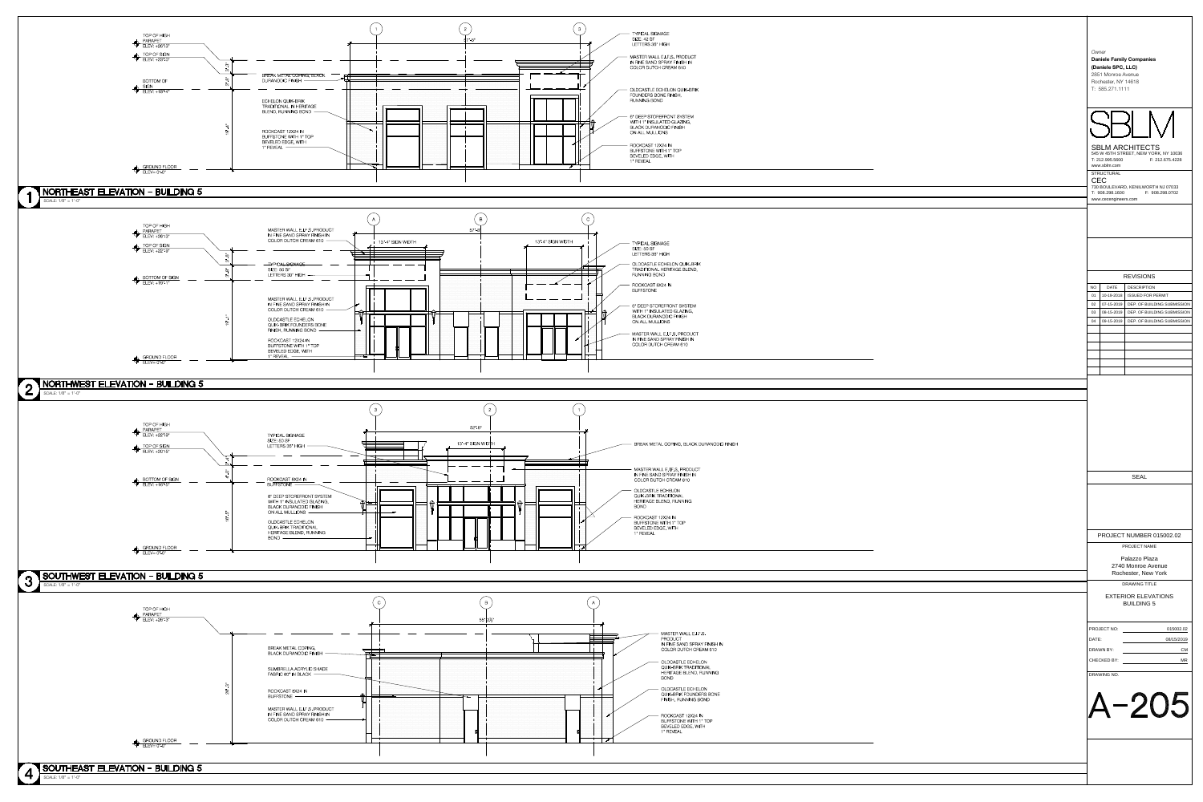## 1 NORTHEAST ELEVATION - BUILDING 5

SCALE: 1/8" = 1'-0"

TOP OF HIGH PARAPET ELEV: +26'-3"

TOP OF SIGN ELEV: +25'-3"

BOTTOM OF SIGN ELEV: +18'-1"

GROUND FLOOR ELEV: 0'-0"

57'-6"

BREAK METAL COPING, BLACK DURANODIC FINISH

ECHELON QUIK-BRIK TRADITIONAL IN HERITAGE BLEND, RUNNING BOND

ROCKCAST 12X24 IN BUFFSTONE WITH 1" TOP BEVELED EDGE, WITH 1" REVEAL

TYPICAL SIGNAGE SIZE: 42 SF LETTERS 36" HIGH

MASTER WALL E.I.F.S. PRODUCT IN FINE SAND SPRAY FINISH IN COLOR DUTCH CREAM 610

OLDCASTLE ECHELON QUIK-BRIK FOUNDERS BONE FINISH, RUNNING BOND

6" DEEP STOREFRONT SYSTEM WITH 1" INSULATED GLAZING, BLACK DURANODIC FINISH ON ALL MULLIONS

ROCKCAST 12X24 IN BUFFSTONE WITH 1" TOP BEVELED EDGE, WITH 1" REVEAL

## 2 NORTHWEST ELEVATION - BUILDING 5

SCALE: 1/8" = 1'-0"

TOP OF HIGH PARAPET ELEV: +26'-3"

TOP OF SIGN ELEV: +22'-9"

BOTTOM OF SIGN ELEV: +18'-1"

GROUND FLOOR ELEV: 0'-0"

57'-8"

13'-4" SIGN WIDTH

13'-4" SIGN WIDTH

MASTER WALL E.I.F.S. PRODUCT IN FINE SAND SPRAY FINISH IN COLOR DUTCH CREAM 610

TYPICAL SIGNAGE SIZE: 50 SF LETTERS 36" HIGH

MASTER WALL E.I.F.S. PRODUCT IN FINE SAND SPRAY FINISH IN COLOR DUTCH CREAM 610

OLDCASTLE ECHELON QUIK-BRIK FOUNDERS BONE FINISH, RUNNING BOND

ROCKCAST 12X24 IN BUFFSTONE WITH 1" TOP BEVELED EDGE, WITH 1" REVEAL

TYPICAL SIGNAGE SIZE: 50 SF LETTERS 36" HIGH

OLDCASTLE ECHELON QUIK-BRIK TRADITIONAL HERITAGE BLEND, RUNNING BOND

ROCKCAST 8X24 IN BUFFSTONE

6" DEEP STOREFRONT SYSTEM WITH 1" INSULATED GLAZING, BLACK DURANODIC FINISH ON ALL MULLIONS

MASTER WALL E.I.F.S. PRODUCT IN FINE SAND SPRAY FINISH IN COLOR DUTCH CREAM 610

## 3 SOUTHWEST ELEVATION - BUILDING 5

SCALE: 1/8" = 1'-0"

TOP OF HIGH PARAPET ELEV: +26'-3"

TOP OF SIGN ELEV: +26'-3"

BOTTOM OF SIGN ELEV: +18'-5"

GROUND FLOOR ELEV: 0'-0"

52'-8"

13'-4" SIGN WIDTH

TYPICAL SIGNAGE SIZE: 50 SF LETTERS 36" HIGH

ROCKCAST 8X24 IN BUFFSTONE

6" DEEP STOREFRONT SYSTEM WITH 1" INSULATED GLAZING, BLACK DURANODIC FINISH ON ALL MULLIONS

OLDCASTLE ECHELON QUIK-BRIK TRADITIONAL HERITAGE BLEND, RUNNING BOND

BREAK METAL COPING, BLACK DURANODIC FINISH

MASTER WALL E.I.F.S. PRODUCT IN FINE SAND SPRAY FINISH IN COLOR DUTCH CREAM 610

OLDCASTLE ECHELON QUIK-BRIK TRADITIONAL HERITAGE BLEND, RUNNING BOND

ROCKCAST 12X24 IN BUFFSTONE WITH 1" TOP BEVELED EDGE, WITH 1" REVEAL

## 4 SOUTHEAST ELEVATION - BUILDING 5

SCALE: 1/8" = 1'-0"

TOP OF HIGH PARAPET ELEV: +26'-3"

GROUND FLOOR ELEV: 0'-0"

55'-2½"

BREAK METAL COPING, BLACK DURANODIC FINISH

SUMBRELLA ACRYLIC SHADE FABRIC 60" IN BLACK

ROCKCAST 8X24 IN BUFFSTONE

MASTER WALL E.I.F.S. PRODUCT IN FINE SAND SPRAY FINISH IN COLOR DUTCH CREAM 610

MASTER WALL E.I.F.S. PRODUCT IN FINE SAND SPRAY FINISH IN COLOR DUTCH CREAM 610

OLDCASTLE ECHELON QUIK-BRIK TRADITIONAL HERITAGE BLEND, RUNNING BOND

OLDCASTLE ECHELON QUIK-BRIK FOUNDERS BONE FINISH, RUNNING BOND

ROCKCAST 12X24 IN BUFFSTONE WITH 1" TOP BEVELED EDGE, WITH 1" REVEAL

---

Owner
**Daniele Family Companies**
**(Daniele SPC, LLC)**
2851 Monroe Avenue
Rochester, NY 14618
T: 585.271.1111

SBLM

SBLM ARCHITECTS
545 W 45TH STREET, NEW YORK, NY 10036
T: 212.995.5600 F: 212.675.4228
www.sblm.com

STRUCTURAL
CEC
730 BOULEVARD, KENILWORTH NJ 07033
T: 908.298.1600 F: 908.298.0702
www.cecengineers.com

REVISIONS

| NO | DATE | DESCRIPTION |
|---|---|---|
| 01 | 10-19-2018 | ISSUED FOR PERMIT |
| 02 | 07-15-2019 | DEP. OF BUILDING SUBMISSION |
| 03 | 08-15-2019 | DEP. OF BUILDING SUBMISSION |
| 04 | 09-15-2019 | DEP. OF BUILDING SUBMISSION |

SEAL

PROJECT NUMBER 015002.02

PROJECT NAME

Palazzo Plaza
2740 Monroe Avenue
Rochester, New York

DRAWING TITLE

EXTERIOR ELEVATIONS
BUILDING 5

| | |
|---|---|
| PROJECT NO: | 015002.02 |
| DATE: | 08/15/2019 |
| DRAWN BY: | CM |
| CHECKED BY: | MR |

DRAWING NO.

A-205